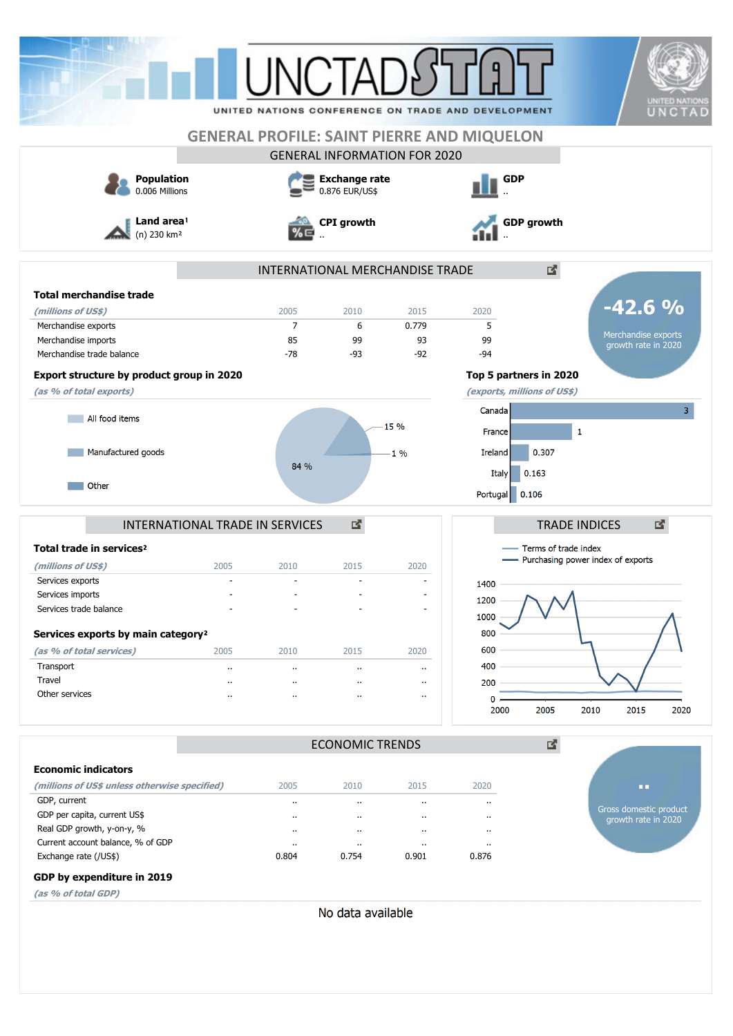# UNCTADSTAT

UNITED NATIONS CONFERENCE ON TRADE AND DEVELOPMENT

## GENERAL PROFILE: SAINT PIERRE AND MIQUELON

### GENERAL INFORMATION FOR 2020

**Population**
0.006 Millions

**Exchange rate**
0.876 EUR/US$

**GDP**
..

**Land area**[1]
(n) 230 km²

**CPI growth**
..

**GDP growth**
..

### INTERNATIONAL MERCHANDISE TRADE

**Total merchandise trade**

| *(millions of US$)* | 2005 | 2010 | 2015 | 2020 |
|---|---|---|---|---|
| Merchandise exports | 7 | 6 | 0.779 | 5 |
| Merchandise imports | 85 | 99 | 93 | 99 |
| Merchandise trade balance | -78 | -93 | -92 | -94 |

**-42.6 %**
Merchandise exports growth rate in 2020

**Export structure by product group in 2020**

*(as % of total exports)*

| Product group | % |
|---|---|
| All food items | 84 % |
| Manufactured goods | 15 % |
| Other | 1 % |

**Top 5 partners in 2020**

*(exports, millions of US$)*

| Partner | Value |
|---|---|
| Canada | 3 |
| France | 1 |
| Ireland | 0.307 |
| Italy | 0.163 |
| Portugal | 0.106 |

### INTERNATIONAL TRADE IN SERVICES

**Total trade in services**[2]

| *(millions of US$)* | 2005 | 2010 | 2015 | 2020 |
|---|---|---|---|---|
| Services exports | - | - | - | - |
| Services imports | - | - | - | - |
| Services trade balance | - | - | - | - |

**Services exports by main category**[2]

| *(as % of total services)* | 2005 | 2010 | 2015 | 2020 |
|---|---|---|---|---|
| Transport | .. | .. | .. | .. |
| Travel | .. | .. | .. | .. |
| Other services | .. | .. | .. | .. |

### TRADE INDICES

Terms of trade index
Purchasing power index of exports

### ECONOMIC TRENDS

**Economic indicators**

| *(millions of US$ unless otherwise specified)* | 2005 | 2010 | 2015 | 2020 |
|---|---|---|---|---|
| GDP, current | .. | .. | .. | .. |
| GDP per capita, current US$ | .. | .. | .. | .. |
| Real GDP growth, y-on-y, % | .. | .. | .. | .. |
| Current account balance, % of GDP | .. | .. | .. | .. |
| Exchange rate (/US$) | 0.804 | 0.754 | 0.901 | 0.876 |

**..**
Gross domestic product growth rate in 2020

**GDP by expenditure in 2019**

*(as % of total GDP)*

No data available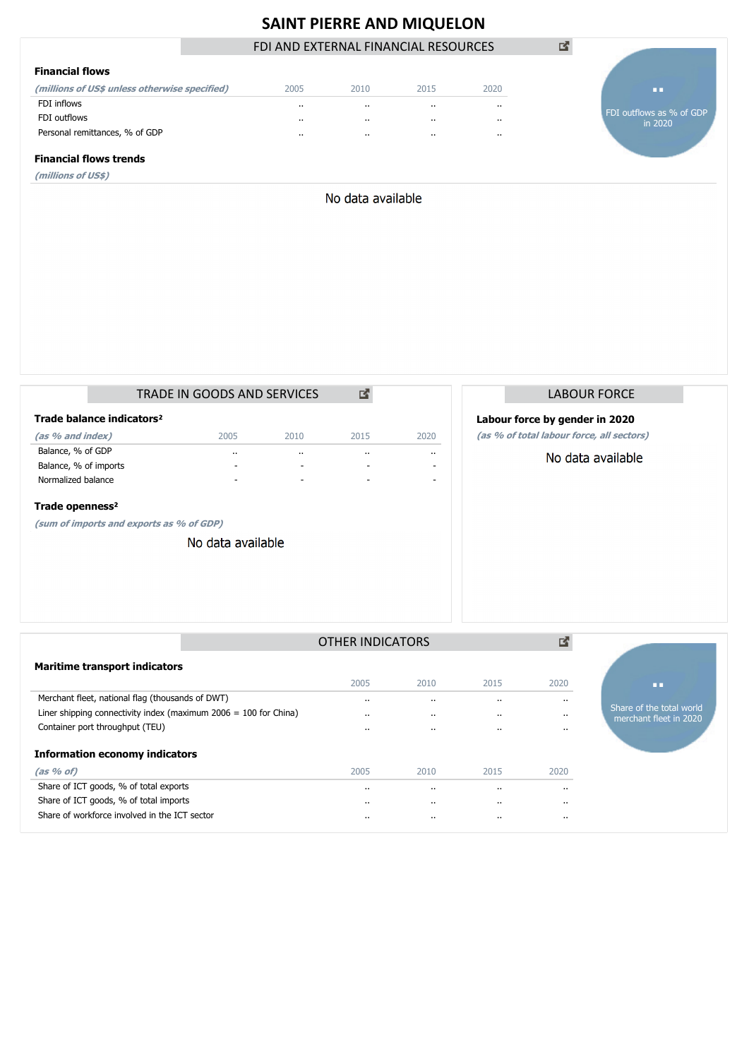# SAINT PIERRE AND MIQUELON

## FDI AND EXTERNAL FINANCIAL RESOURCES

### Financial flows

| *(millions of US$ unless otherwise specified)* | 2005 | 2010 | 2015 | 2020 |
|---|---|---|---|---|
| FDI inflows | .. | .. | .. | .. |
| FDI outflows | .. | .. | .. | .. |
| Personal remittances, % of GDP | .. | .. | .. | .. |

..

FDI outflows as % of GDP in 2020

### Financial flows trends

*(millions of US$)*

No data available

## TRADE IN GOODS AND SERVICES

### Trade balance indicators²

| *(as % and index)* | 2005 | 2010 | 2015 | 2020 |
|---|---|---|---|---|
| Balance, % of GDP | .. | .. | .. | .. |
| Balance, % of imports | - | - | - | - |
| Normalized balance | - | - | - | - |

### Trade openness²

*(sum of imports and exports as % of GDP)*

No data available

## LABOUR FORCE

### Labour force by gender in 2020

*(as % of total labour force, all sectors)*

No data available

## OTHER INDICATORS

### Maritime transport indicators

| | 2005 | 2010 | 2015 | 2020 |
|---|---|---|---|---|
| Merchant fleet, national flag (thousands of DWT) | .. | .. | .. | .. |
| Liner shipping connectivity index (maximum 2006 = 100 for China) | .. | .. | .. | .. |
| Container port throughput (TEU) | .. | .. | .. | .. |

..

Share of the total world merchant fleet in 2020

### Information economy indicators

| *(as % of)* | 2005 | 2010 | 2015 | 2020 |
|---|---|---|---|---|
| Share of ICT goods, % of total exports | .. | .. | .. | .. |
| Share of ICT goods, % of total imports | .. | .. | .. | .. |
| Share of workforce involved in the ICT sector | .. | .. | .. | .. |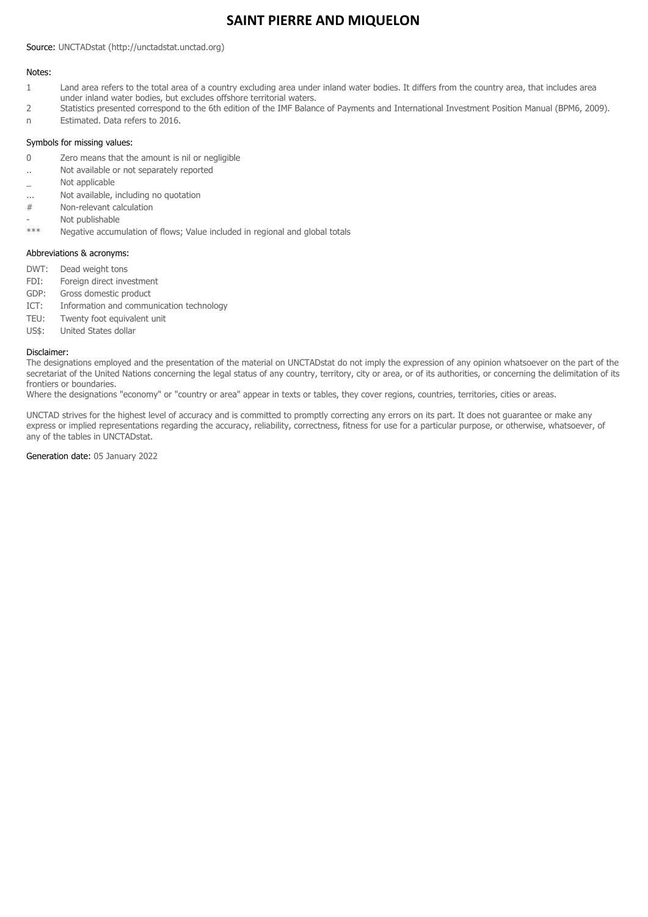# SAINT PIERRE AND MIQUELON

Source: UNCTADstat (http://unctadstat.unctad.org)

Notes:

1 Land area refers to the total area of a country excluding area under inland water bodies. It differs from the country area, that includes area under inland water bodies, but excludes offshore territorial waters.

2 Statistics presented correspond to the 6th edition of the IMF Balance of Payments and International Investment Position Manual (BPM6, 2009).

n Estimated. Data refers to 2016.

Symbols for missing values:

0 Zero means that the amount is nil or negligible

.. Not available or not separately reported

_ Not applicable

... Not available, including no quotation

# Non-relevant calculation

- Not publishable

*** Negative accumulation of flows; Value included in regional and global totals

Abbreviations & acronyms:

DWT: Dead weight tons

FDI: Foreign direct investment

GDP: Gross domestic product

ICT: Information and communication technology

TEU: Twenty foot equivalent unit

US$: United States dollar

Disclaimer:

The designations employed and the presentation of the material on UNCTADstat do not imply the expression of any opinion whatsoever on the part of the secretariat of the United Nations concerning the legal status of any country, territory, city or area, or of its authorities, or concerning the delimitation of its frontiers or boundaries.

Where the designations "economy" or "country or area" appear in texts or tables, they cover regions, countries, territories, cities or areas.

UNCTAD strives for the highest level of accuracy and is committed to promptly correcting any errors on its part. It does not guarantee or make any express or implied representations regarding the accuracy, reliability, correctness, fitness for use for a particular purpose, or otherwise, whatsoever, of any of the tables in UNCTADstat.

Generation date: 05 January 2022